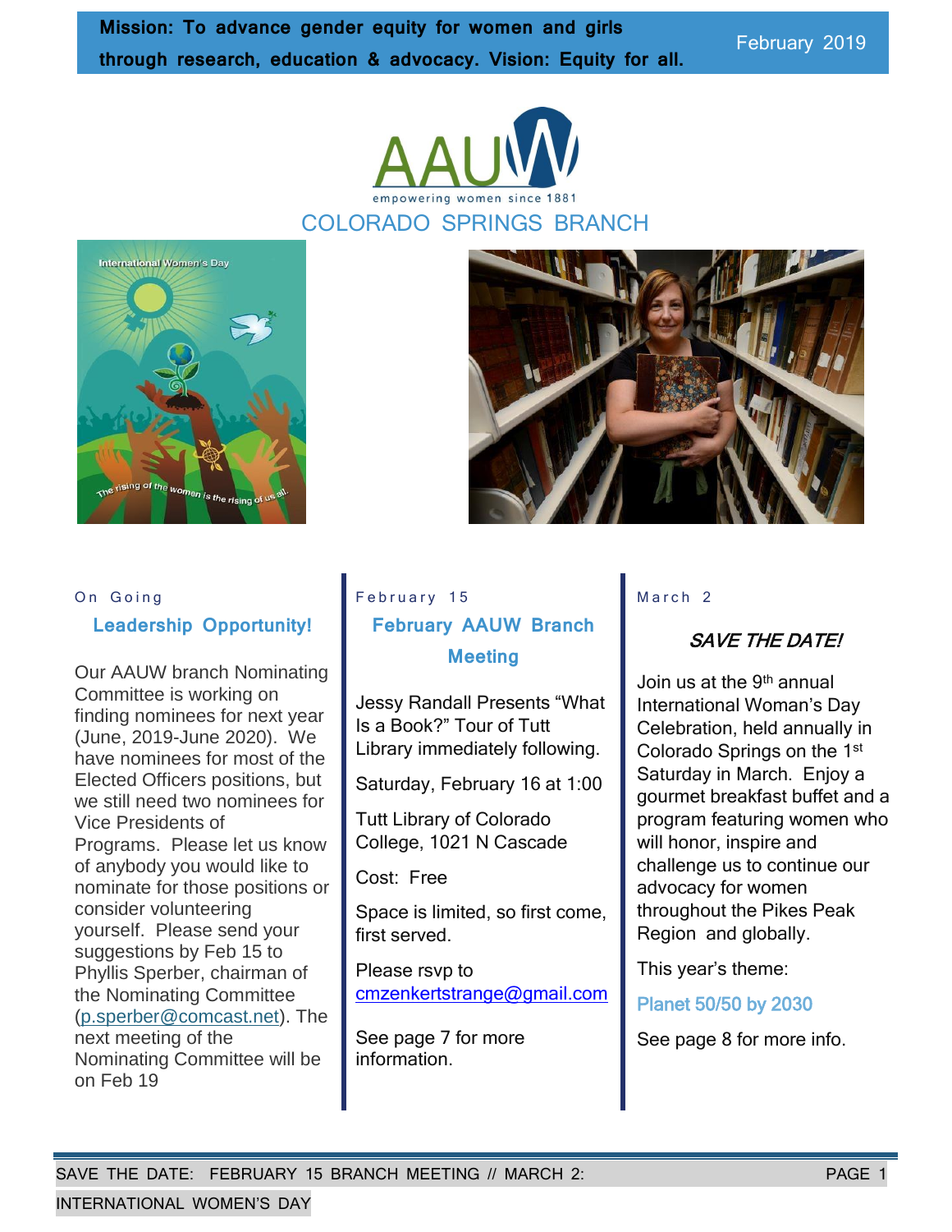**Mission: To advance gender equity for women and girls through research, education & advocacy. Vision: Equity for all.**

February 2019

# AAUW

empowering women since 1881

## COLORADO SPRINGS BRANCH

On Going

### Leadership Opportunity!

Our AAUW branch Nominating Committee is working on finding nominees for next year (June, 2019-June 2020). We have nominees for most of the Elected Officers positions, but we still need two nominees for Vice Presidents of Programs. Please let us know of anybody you would like to nominate for those positions or consider volunteering yourself. Please send your suggestions by Feb 15 to Phyllis Sperber, chairman of the Nominating Committee (p.sperber@comcast.net). The next meeting of the Nominating Committee will be on Feb 19

February 15

### February AAUW Branch Meeting

Jessy Randall Presents "What Is a Book?" Tour of Tutt Library immediately following.

Saturday, February 16 at 1:00

Tutt Library of Colorado College, 1021 N Cascade

Cost: Free

Space is limited, so first come, first served.

Please rsvp to cmzenkertstrange@gmail.com

See page 7 for more information.

March 2

### *SAVE THE DATE!*

Join us at the 9th annual International Woman's Day Celebration, held annually in Colorado Springs on the 1st Saturday in March. Enjoy a gourmet breakfast buffet and a program featuring women who will honor, inspire and challenge us to continue our advocacy for women throughout the Pikes Peak Region and globally.

This year's theme:

**Planet 50/50 by 2030**

See page 8 for more info.

SAVE THE DATE: FEBRUARY 15 BRANCH MEETING // MARCH 2: INTERNATIONAL WOMEN'S DAY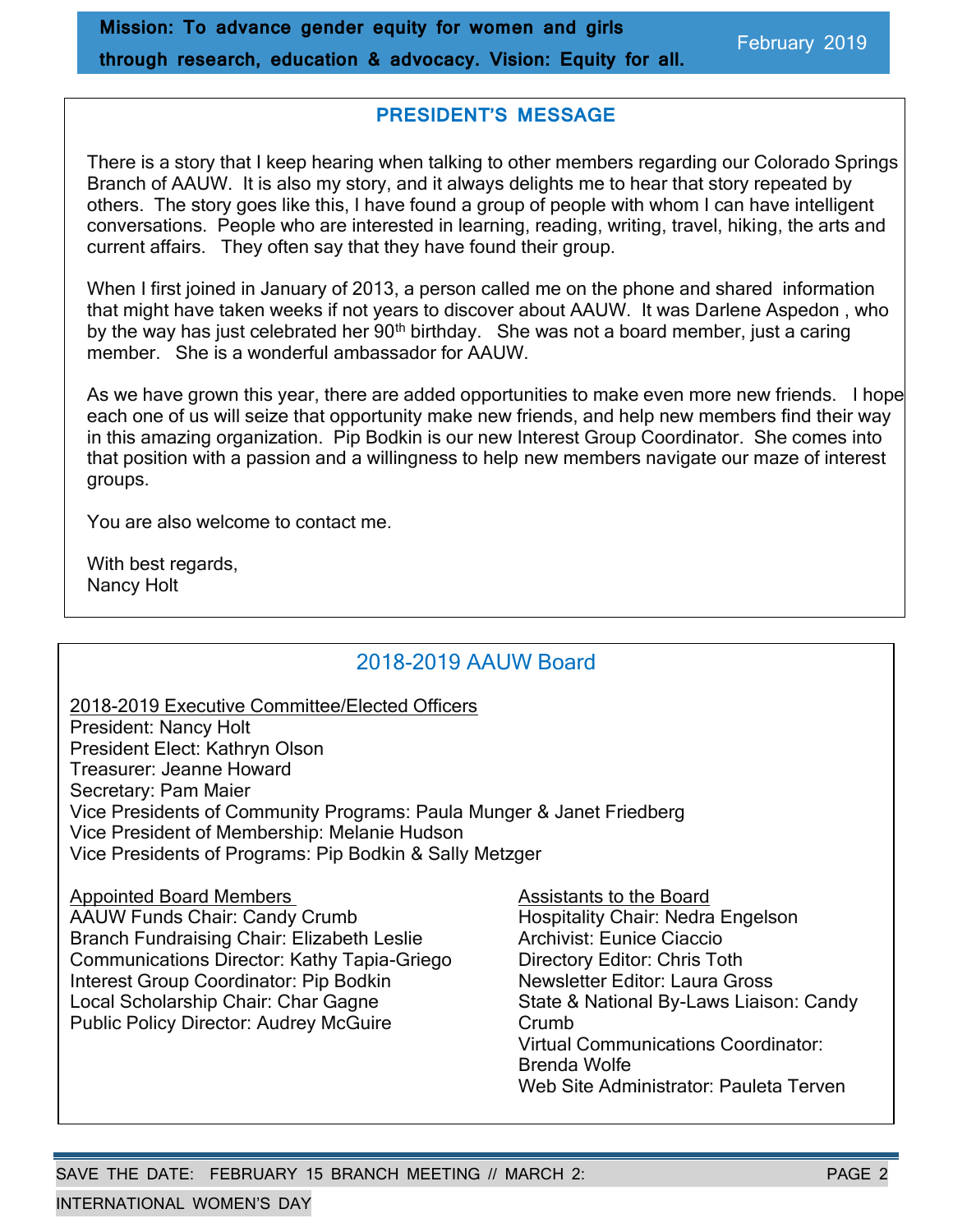**Mission: To advance gender equity for women and girls through research, education & advocacy. Vision: Equity for all.**

February 2019

## PRESIDENT'S MESSAGE

There is a story that I keep hearing when talking to other members regarding our Colorado Springs Branch of AAUW. It is also my story, and it always delights me to hear that story repeated by others. The story goes like this, I have found a group of people with whom I can have intelligent conversations. People who are interested in learning, reading, writing, travel, hiking, the arts and current affairs. They often say that they have found their group.

When I first joined in January of 2013, a person called me on the phone and shared information that might have taken weeks if not years to discover about AAUW. It was Darlene Aspedon , who by the way has just celebrated her 90th birthday. She was not a board member, just a caring member. She is a wonderful ambassador for AAUW.

As we have grown this year, there are added opportunities to make even more new friends. I hope each one of us will seize that opportunity make new friends, and help new members find their way in this amazing organization. Pip Bodkin is our new Interest Group Coordinator. She comes into that position with a passion and a willingness to help new members navigate our maze of interest groups.

You are also welcome to contact me.

With best regards,
Nancy Holt

## 2018-2019 AAUW Board

2018-2019 Executive Committee/Elected Officers
President: Nancy Holt
President Elect: Kathryn Olson
Treasurer: Jeanne Howard
Secretary: Pam Maier
Vice Presidents of Community Programs: Paula Munger & Janet Friedberg
Vice President of Membership: Melanie Hudson
Vice Presidents of Programs: Pip Bodkin & Sally Metzger

Appointed Board Members
AAUW Funds Chair: Candy Crumb
Branch Fundraising Chair: Elizabeth Leslie
Communications Director: Kathy Tapia-Griego
Interest Group Coordinator: Pip Bodkin
Local Scholarship Chair: Char Gagne
Public Policy Director: Audrey McGuire

Assistants to the Board
Hospitality Chair: Nedra Engelson
Archivist: Eunice Ciaccio
Directory Editor: Chris Toth
Newsletter Editor: Laura Gross
State & National By-Laws Liaison: Candy Crumb
Virtual Communications Coordinator: Brenda Wolfe
Web Site Administrator: Pauleta Terven

SAVE THE DATE: FEBRUARY 15 BRANCH MEETING // MARCH 2: INTERNATIONAL WOMEN'S DAY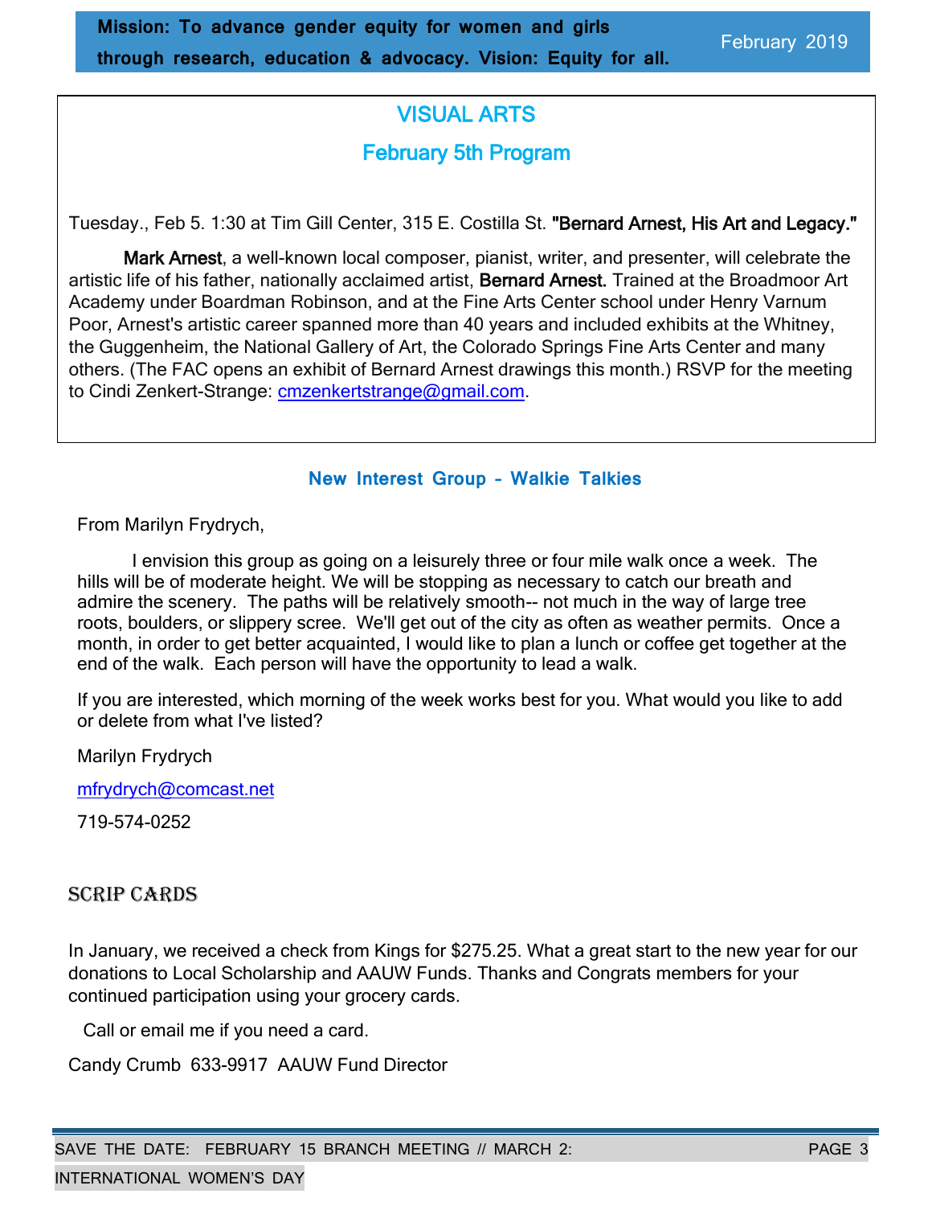## VISUAL ARTS

### February 5th Program

Tuesday., Feb 5. 1:30 at Tim Gill Center, 315 E. Costilla St. **"Bernard Arnest, His Art and Legacy."**

**Mark Arnest**, a well-known local composer, pianist, writer, and presenter, will celebrate the artistic life of his father, nationally acclaimed artist, **Bernard Arnest.** Trained at the Broadmoor Art Academy under Boardman Robinson, and at the Fine Arts Center school under Henry Varnum Poor, Arnest's artistic career spanned more than 40 years and included exhibits at the Whitney, the Guggenheim, the National Gallery of Art, the Colorado Springs Fine Arts Center and many others. (The FAC opens an exhibit of Bernard Arnest drawings this month.) RSVP for the meeting to Cindi Zenkert-Strange: cmzenkertstrange@gmail.com.

### New Interest Group – Walkie Talkies

From Marilyn Frydrych,

I envision this group as going on a leisurely three or four mile walk once a week. The hills will be of moderate height. We will be stopping as necessary to catch our breath and admire the scenery. The paths will be relatively smooth-- not much in the way of large tree roots, boulders, or slippery scree. We'll get out of the city as often as weather permits. Once a month, in order to get better acquainted, I would like to plan a lunch or coffee get together at the end of the walk. Each person will have the opportunity to lead a walk.

If you are interested, which morning of the week works best for you. What would you like to add or delete from what I've listed?

Marilyn Frydrych

mfrydrych@comcast.net

719-574-0252

### SCRIP CARDS

In January, we received a check from Kings for $275.25. What a great start to the new year for our donations to Local Scholarship and AAUW Funds. Thanks and Congrats members for your continued participation using your grocery cards.

Call or email me if you need a card.

Candy Crumb 633-9917 AAUW Fund Director

SAVE THE DATE: FEBRUARY 15 BRANCH MEETING // MARCH 2: INTERNATIONAL WOMEN'S DAY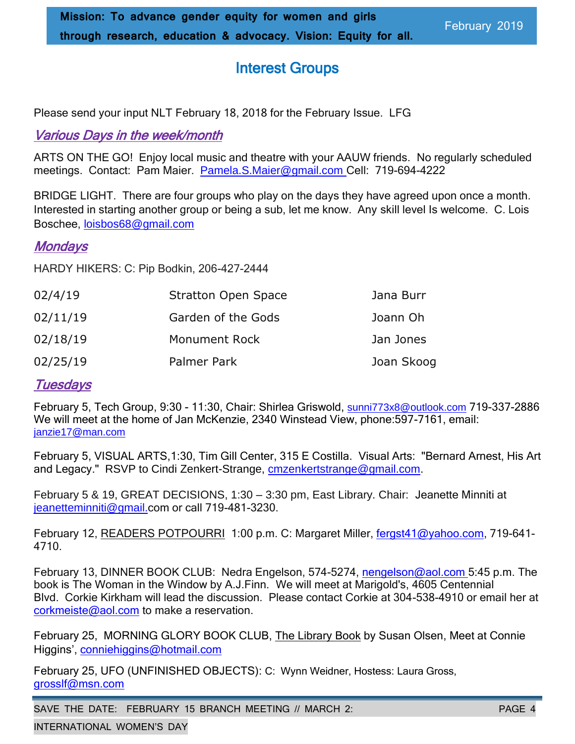## Interest Groups

Please send your input NLT February 18, 2018 for the February Issue. LFG

### *Various Days in the week/month*

ARTS ON THE GO! Enjoy local music and theatre with your AAUW friends. No regularly scheduled meetings. Contact: Pam Maier. Pamela.S.Maier@gmail.com Cell: 719-694-4222

BRIDGE LIGHT. There are four groups who play on the days they have agreed upon once a month. Interested in starting another group or being a sub, let me know. Any skill level Is welcome. C. Lois Boschee, loisbos68@gmail.com

### *Mondays*

HARDY HIKERS: C: Pip Bodkin, 206-427-2444

| | | |
|---|---|---|
| 02/4/19 | Stratton Open Space | Jana Burr |
| 02/11/19 | Garden of the Gods | Joann Oh |
| 02/18/19 | Monument Rock | Jan Jones |
| 02/25/19 | Palmer Park | Joan Skoog |

### *Tuesdays*

February 5, Tech Group, 9:30 - 11:30, Chair: Shirlea Griswold, sunni773x8@outlook.com 719-337-2886 We will meet at the home of Jan McKenzie, 2340 Winstead View, phone:597-7161, email: janzie17@man.com

February 5, VISUAL ARTS,1:30, Tim Gill Center, 315 E Costilla. Visual Arts: "Bernard Arnest, His Art and Legacy." RSVP to Cindi Zenkert-Strange, cmzenkertstrange@gmail.com.

February 5 & 19, GREAT DECISIONS, 1:30 – 3:30 pm, East Library. Chair: Jeanette Minniti at jeanetteminniti@gmail.com or call 719-481-3230.

February 12, READERS POTPOURRI 1:00 p.m. C: Margaret Miller, fergst41@yahoo.com, 719-641-4710.

February 13, DINNER BOOK CLUB: Nedra Engelson, 574-5274, nengelson@aol.com 5:45 p.m. The book is The Woman in the Window by A.J.Finn. We will meet at Marigold's, 4605 Centennial Blvd. Corkie Kirkham will lead the discussion. Please contact Corkie at 304-538-4910 or email her at corkmeiste@aol.com to make a reservation.

February 25, MORNING GLORY BOOK CLUB, The Library Book by Susan Olsen, Meet at Connie Higgins', conniehiggins@hotmail.com

February 25, UFO (UNFINISHED OBJECTS): C: Wynn Weidner, Hostess: Laura Gross, grosslf@msn.com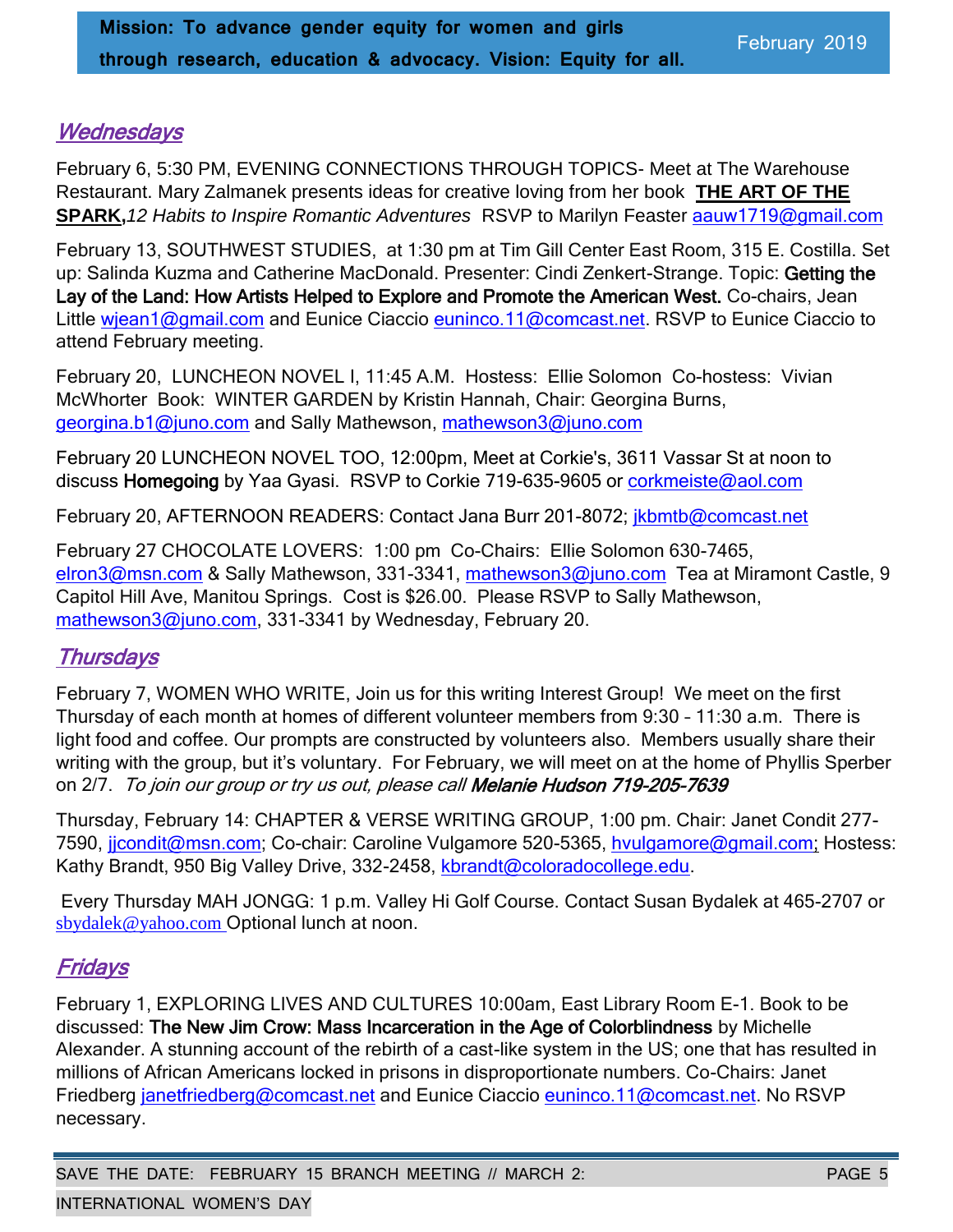## *Wednesdays*

February 6, 5:30 PM, EVENING CONNECTIONS THROUGH TOPICS- Meet at The Warehouse Restaurant. Mary Zalmanek presents ideas for creative loving from her book **THE ART OF THE SPARK,** *12 Habits to Inspire Romantic Adventures* RSVP to Marilyn Feaster aauw1719@gmail.com

February 13, SOUTHWEST STUDIES, at 1:30 pm at Tim Gill Center East Room, 315 E. Costilla. Set up: Salinda Kuzma and Catherine MacDonald. Presenter: Cindi Zenkert-Strange. Topic: **Getting the Lay of the Land: How Artists Helped to Explore and Promote the American West.** Co-chairs, Jean Little wjean1@gmail.com and Eunice Ciaccio euninco.11@comcast.net. RSVP to Eunice Ciaccio to attend February meeting.

February 20, LUNCHEON NOVEL I, 11:45 A.M. Hostess: Ellie Solomon Co-hostess: Vivian McWhorter Book: WINTER GARDEN by Kristin Hannah, Chair: Georgina Burns, georgina.b1@juno.com and Sally Mathewson, mathewson3@juno.com

February 20 LUNCHEON NOVEL TOO, 12:00pm, Meet at Corkie's, 3611 Vassar St at noon to discuss **Homegoing** by Yaa Gyasi. RSVP to Corkie 719-635-9605 or corkmeiste@aol.com

February 20, AFTERNOON READERS: Contact Jana Burr 201-8072; jkbmtb@comcast.net

February 27 CHOCOLATE LOVERS: 1:00 pm Co-Chairs: Ellie Solomon 630-7465, elron3@msn.com & Sally Mathewson, 331-3341, mathewson3@juno.com Tea at Miramont Castle, 9 Capitol Hill Ave, Manitou Springs. Cost is $26.00. Please RSVP to Sally Mathewson, mathewson3@juno.com, 331-3341 by Wednesday, February 20.

## *Thursdays*

February 7, WOMEN WHO WRITE, Join us for this writing Interest Group! We meet on the first Thursday of each month at homes of different volunteer members from 9:30 – 11:30 a.m. There is light food and coffee. Our prompts are constructed by volunteers also. Members usually share their writing with the group, but it's voluntary. For February, we will meet on at the home of Phyllis Sperber on 2/7. *To join our group or try us out, please call* ***Melanie Hudson 719-205-7639***

Thursday, February 14: CHAPTER & VERSE WRITING GROUP, 1:00 pm. Chair: Janet Condit 277-7590, jjcondit@msn.com; Co-chair: Caroline Vulgamore 520-5365, hvulgamore@gmail.com; Hostess: Kathy Brandt, 950 Big Valley Drive, 332-2458, kbrandt@coloradocollege.edu.

Every Thursday MAH JONGG: 1 p.m. Valley Hi Golf Course. Contact Susan Bydalek at 465-2707 or sbydalek@yahoo.com Optional lunch at noon.

## *Fridays*

February 1, EXPLORING LIVES AND CULTURES 10:00am, East Library Room E-1. Book to be discussed: **The New Jim Crow: Mass Incarceration in the Age of Colorblindness** by Michelle Alexander. A stunning account of the rebirth of a cast-like system in the US; one that has resulted in millions of African Americans locked in prisons in disproportionate numbers. Co-Chairs: Janet Friedberg janetfriedberg@comcast.net and Eunice Ciaccio euninco.11@comcast.net. No RSVP necessary.

SAVE THE DATE: FEBRUARY 15 BRANCH MEETING // MARCH 2: INTERNATIONAL WOMEN'S DAY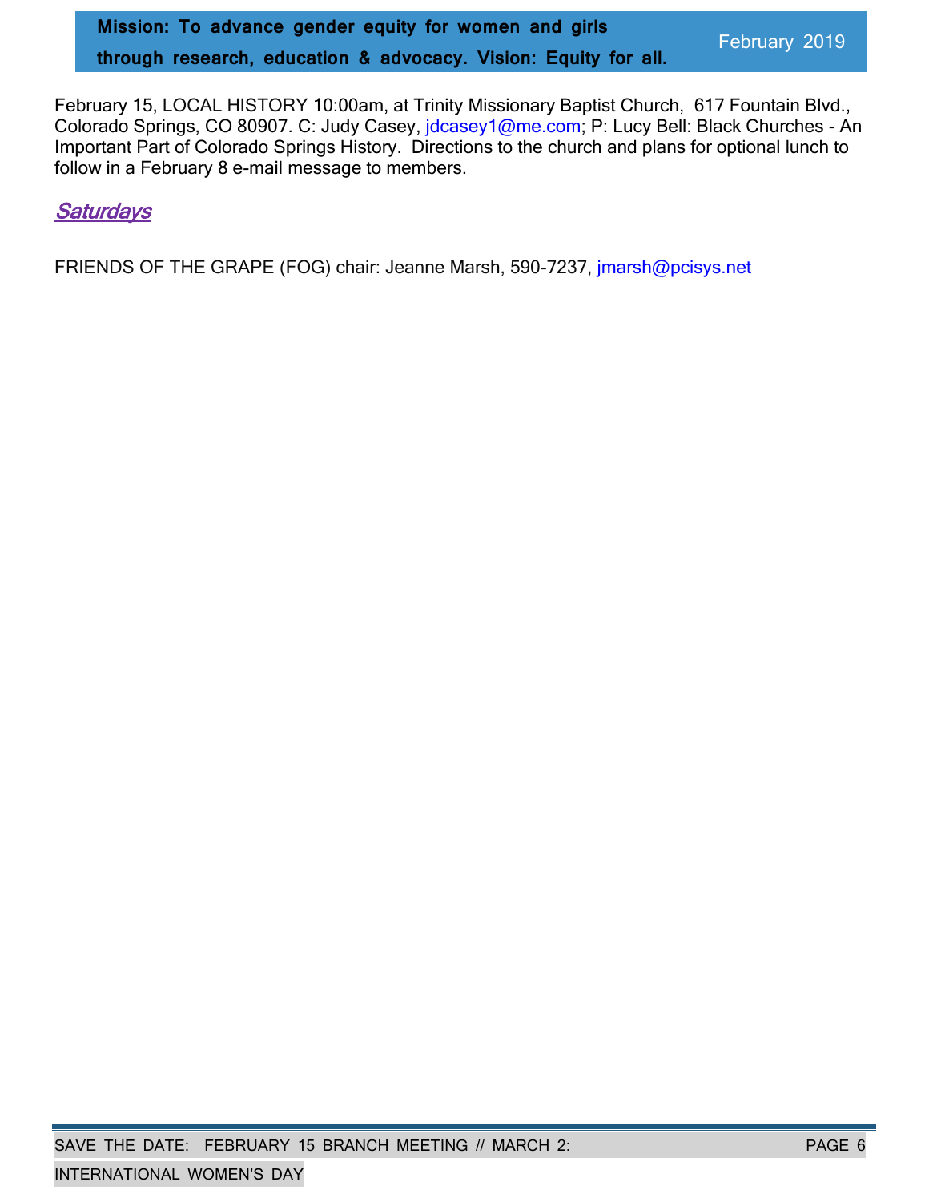February 15, LOCAL HISTORY 10:00am, at Trinity Missionary Baptist Church, 617 Fountain Blvd., Colorado Springs, CO 80907. C: Judy Casey, jdcasey1@me.com; P: Lucy Bell: Black Churches - An Important Part of Colorado Springs History. Directions to the church and plans for optional lunch to follow in a February 8 e-mail message to members.

## *Saturdays*

FRIENDS OF THE GRAPE (FOG) chair: Jeanne Marsh, 590-7237, jmarsh@pcisys.net

SAVE THE DATE: FEBRUARY 15 BRANCH MEETING // MARCH 2: INTERNATIONAL WOMEN'S DAY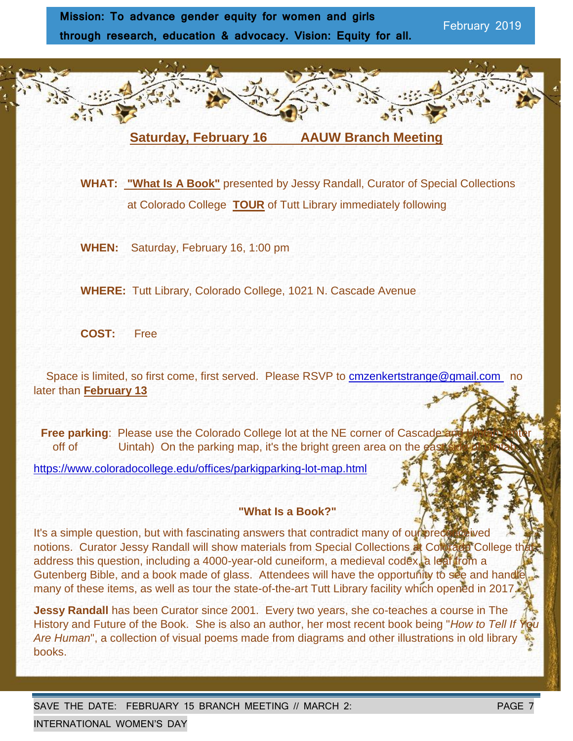**Mission: To advance gender equity for women and girls through research, education & advocacy. Vision: Equity for all.**

February 2019

## Saturday, February 16 AAUW Branch Meeting

**WHAT:** **"What Is A Book"** presented by Jessy Randall, Curator of Special Collections at Colorado College **TOUR** of Tutt Library immediately following

**WHEN:** Saturday, February 16, 1:00 pm

**WHERE:** Tutt Library, Colorado College, 1021 N. Cascade Avenue

**COST:** Free

Space is limited, so first come, first served. Please RSVP to cmzenkertstrange@gmail.com no later than **February 13**

**Free parking**: Please use the Colorado College lot at the NE corner of Cascade and Uintah (enter off of Uintah) On the parking map, it's the bright green area on the east side of Uintah.

https://www.coloradocollege.edu/offices/parkigparking-lot-map.html

### "What Is a Book?"

It's a simple question, but with fascinating answers that contradict many of our preconceived notions. Curator Jessy Randall will show materials from Special Collections at Colorado College that address this question, including a 4000-year-old cuneiform, a medieval codex, a leaf from a Gutenberg Bible, and a book made of glass. Attendees will have the opportunity to see and handle many of these items, as well as tour the state-of-the-art Tutt Library facility which opened in 2017.

**Jessy Randall** has been Curator since 2001. Every two years, she co-teaches a course in The History and Future of the Book. She is also an author, her most recent book being "*How to Tell If You Are Human*", a collection of visual poems made from diagrams and other illustrations in old library books.

SAVE THE DATE: FEBRUARY 15 BRANCH MEETING // MARCH 2: INTERNATIONAL WOMEN'S DAY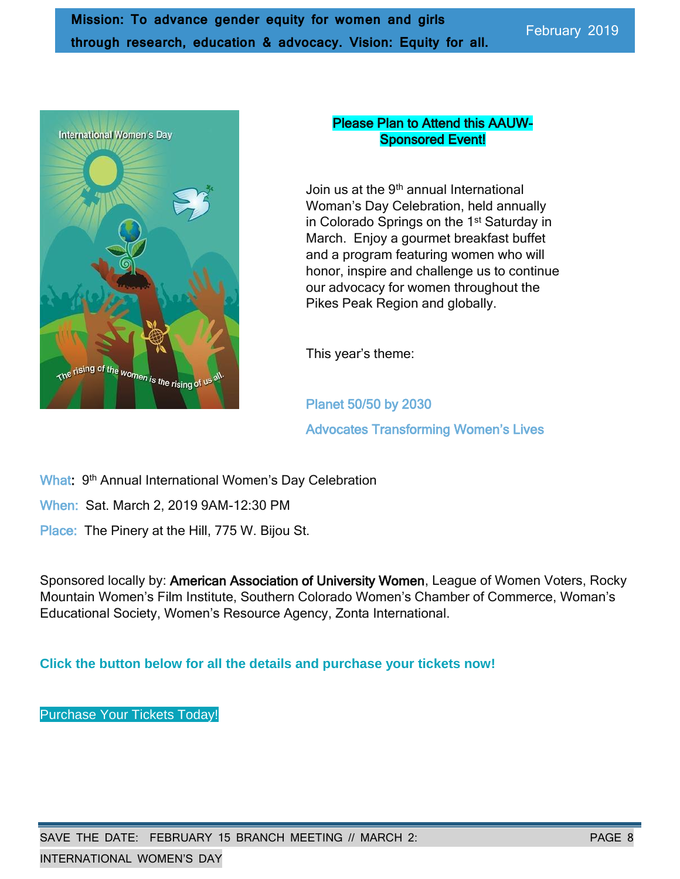**Please Plan to Attend this AAUW-Sponsored Event!**

Join us at the 9th annual International Woman's Day Celebration, held annually in Colorado Springs on the 1st Saturday in March. Enjoy a gourmet breakfast buffet and a program featuring women who will honor, inspire and challenge us to continue our advocacy for women throughout the Pikes Peak Region and globally.

This year's theme:

Planet 50/50 by 2030

Advocates Transforming Women's Lives

What: 9th Annual International Women's Day Celebration

When: Sat. March 2, 2019 9AM-12:30 PM

Place: The Pinery at the Hill, 775 W. Bijou St.

Sponsored locally by: **American Association of University Women**, League of Women Voters, Rocky Mountain Women's Film Institute, Southern Colorado Women's Chamber of Commerce, Woman's Educational Society, Women's Resource Agency, Zonta International.

**Click the button below for all the details and purchase your tickets now!**

Purchase Your Tickets Today!